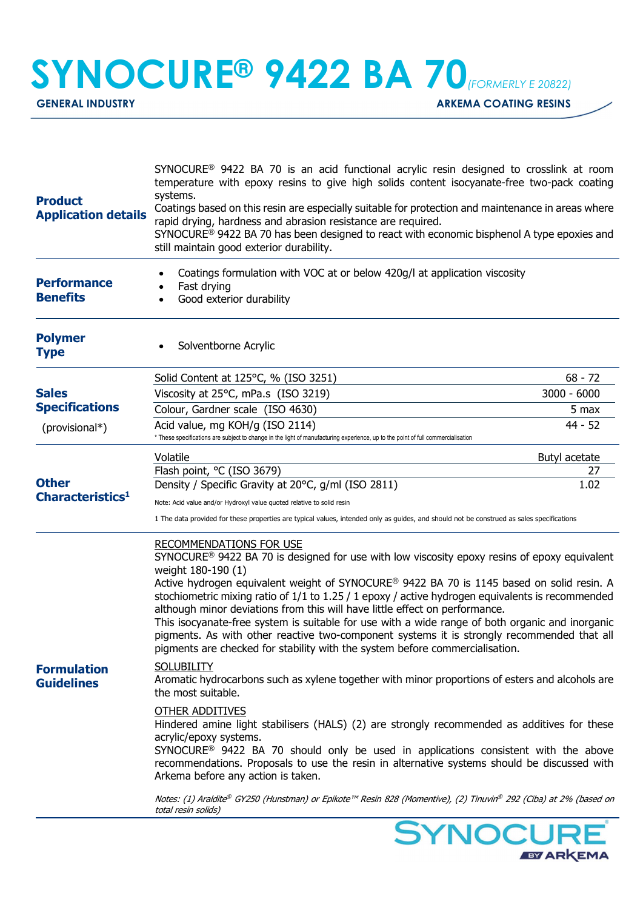# SYNOCURE® 9422 BA 70 *(FORMERLY E 20822)*

**GENERAL INDUSTRY** — **ARKEMA COATING RESINS**

## Product Application details

SYNOCURE® 9422 BA 70 is an acid functional acrylic resin designed to crosslink at room temperature with epoxy resins to give high solids content isocyanate-free two-pack coating systems.
Coatings based on this resin are especially suitable for protection and maintenance in areas where rapid drying, hardness and abrasion resistance are required.
SYNOCURE® 9422 BA 70 has been designed to react with economic bisphenol A type epoxies and still maintain good exterior durability.

## Performance Benefits

- Coatings formulation with VOC at or below 420g/l at application viscosity
- Fast drying
- Good exterior durability

## Polymer Type

- Solventborne Acrylic

## Sales Specifications (provisional*)

| Property | Value |
|---|---|
| Solid Content at 125°C, % (ISO 3251) | 68 - 72 |
| Viscosity at 25°C, mPa.s (ISO 3219) | 3000 - 6000 |
| Colour, Gardner scale (ISO 4630) | 5 max |
| Acid value, mg KOH/g (ISO 2114) | 44 - 52 |

\* These specifications are subject to change in the light of manufacturing experience, up to the point of full commercialisation

## Other Characteristics[1]

| Property | Value |
|---|---|
| Volatile | Butyl acetate |
| Flash point, °C (ISO 3679) | 27 |
| Density / Specific Gravity at 20°C, g/ml (ISO 2811) | 1.02 |

Note: Acid value and/or Hydroxyl value quoted relative to solid resin

1 The data provided for these properties are typical values, intended only as guides, and should not be construed as sales specifications

## Formulation Guidelines

RECOMMENDATIONS FOR USE

SYNOCURE® 9422 BA 70 is designed for use with low viscosity epoxy resins of epoxy equivalent weight 180-190 (1)
Active hydrogen equivalent weight of SYNOCURE® 9422 BA 70 is 1145 based on solid resin. A stochiometric mixing ratio of 1/1 to 1.25 / 1 epoxy / active hydrogen equivalents is recommended although minor deviations from this will have little effect on performance.
This isocyanate-free system is suitable for use with a wide range of both organic and inorganic pigments. As with other reactive two-component systems it is strongly recommended that all pigments are checked for stability with the system before commercialisation.

SOLUBILITY

Aromatic hydrocarbons such as xylene together with minor proportions of esters and alcohols are the most suitable.

OTHER ADDITIVES

Hindered amine light stabilisers (HALS) (2) are strongly recommended as additives for these acrylic/epoxy systems.
SYNOCURE® 9422 BA 70 should only be used in applications consistent with the above recommendations. Proposals to use the resin in alternative systems should be discussed with Arkema before any action is taken.

*Notes: (1) Araldite® GY250 (Hunstman) or Epikote™ Resin 828 (Momentive), (2) Tinuvin® 292 (Ciba) at 2% (based on total resin solids)*

SYNOCURE BY ARKEMA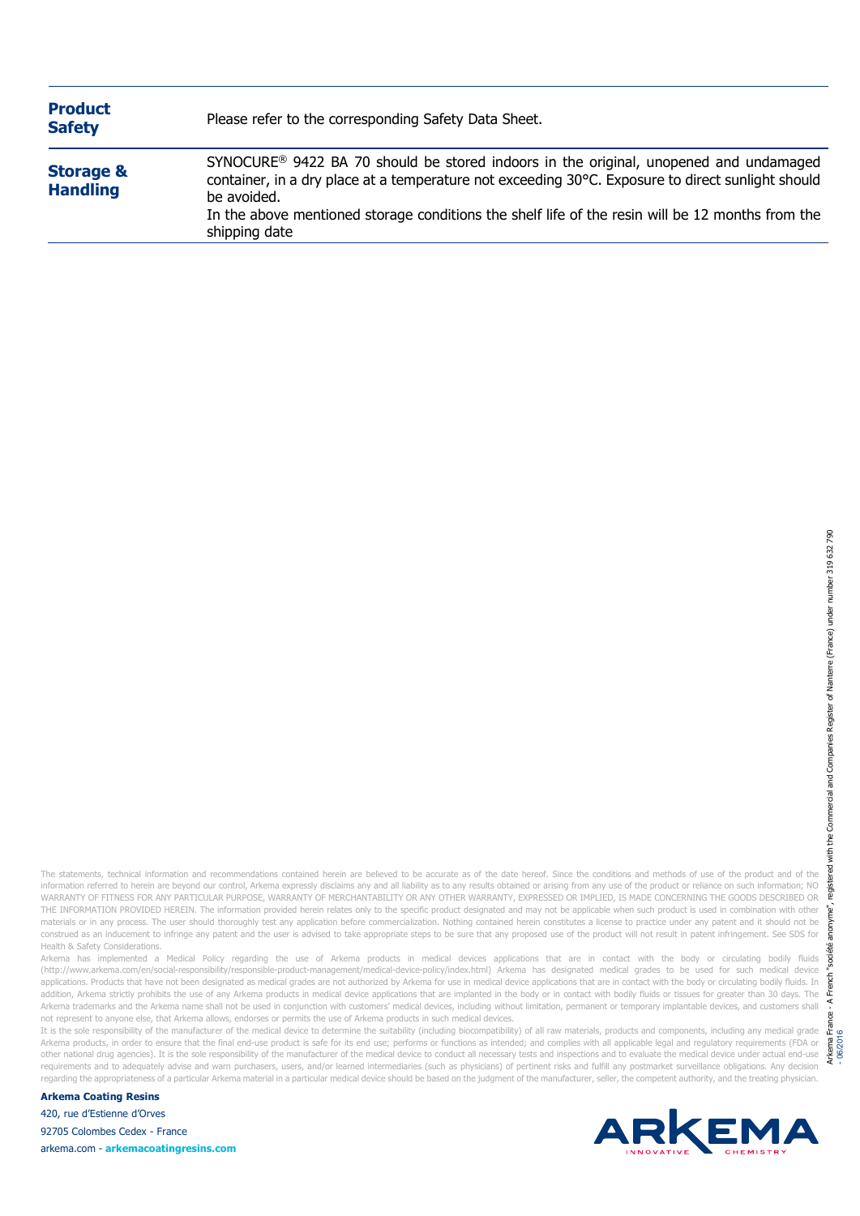| | |
|---|---|
| **Product Safety** | Please refer to the corresponding Safety Data Sheet. |
| **Storage & Handling** | SYNOCURE® 9422 BA 70 should be stored indoors in the original, unopened and undamaged container, in a dry place at a temperature not exceeding 30°C. Exposure to direct sunlight should be avoided.<br>In the above mentioned storage conditions the shelf life of the resin will be 12 months from the shipping date |

The statements, technical information and recommendations contained herein are believed to be accurate as of the date hereof. Since the conditions and methods of use of the product and of the information referred to herein are beyond our control, Arkema expressly disclaims any and all liability as to any results obtained or arising from any use of the product or reliance on such information; NO WARRANTY OF FITNESS FOR ANY PARTICULAR PURPOSE, WARRANTY OF MERCHANTABILITY OR ANY OTHER WARRANTY, EXPRESSED OR IMPLIED, IS MADE CONCERNING THE GOODS DESCRIBED OR THE INFORMATION PROVIDED HEREIN. The information provided herein relates only to the specific product designated and may not be applicable when such product is used in combination with other materials or in any process. The user should thoroughly test any application before commercialization. Nothing contained herein constitutes a license to practice under any patent and it should not be construed as an inducement to infringe any patent and the user is advised to take appropriate steps to be sure that any proposed use of the product will not result in patent infringement. See SDS for Health & Safety Considerations.

Arkema has implemented a Medical Policy regarding the use of Arkema products in medical devices applications that are in contact with the body or circulating bodily fluids (http://www.arkema.com/en/social-responsibility/responsible-product-management/medical-device-policy/index.html) Arkema has designated medical grades to be used for such medical device applications. Products that have not been designated as medical grades are not authorized by Arkema for use in medical device applications that are in contact with the body or circulating bodily fluids. In addition, Arkema strictly prohibits the use of any Arkema products in medical device applications that are implanted in the body or in contact with bodily fluids or tissues for greater than 30 days. The Arkema trademarks and the Arkema name shall not be used in conjunction with customers' medical devices, including without limitation, permanent or temporary implantable devices, and customers shall not represent to anyone else, that Arkema allows, endorses or permits the use of Arkema products in such medical devices.

It is the sole responsibility of the manufacturer of the medical device to determine the suitability (including biocompatibility) of all raw materials, products and components, including any medical grade Arkema products, in order to ensure that the final end-use product is safe for its end use; performs or functions as intended; and complies with all applicable legal and regulatory requirements (FDA or other national drug agencies). It is the sole responsibility of the manufacturer of the medical device to conduct all necessary tests and inspections and to evaluate the medical device under actual end-use requirements and to adequately advise and warn purchasers, users, and/or learned intermediaries (such as physicians) of pertinent risks and fulfill any postmarket surveillance obligations. Any decision regarding the appropriateness of a particular Arkema material in a particular medical device should be based on the judgment of the manufacturer, seller, the competent authority, and the treating physician.

**Arkema Coating Resins**
420, rue d'Estienne d'Orves
92705 Colombes Cedex - France
arkema.com - **arkemacoatingresins.com**

ARKEMA INNOVATIVE CHEMISTRY

Arkema France - A French "société anonyme", registered with the Commercial and Companies Register of Nanterre (France) under number 319 632 790 - 06/2016